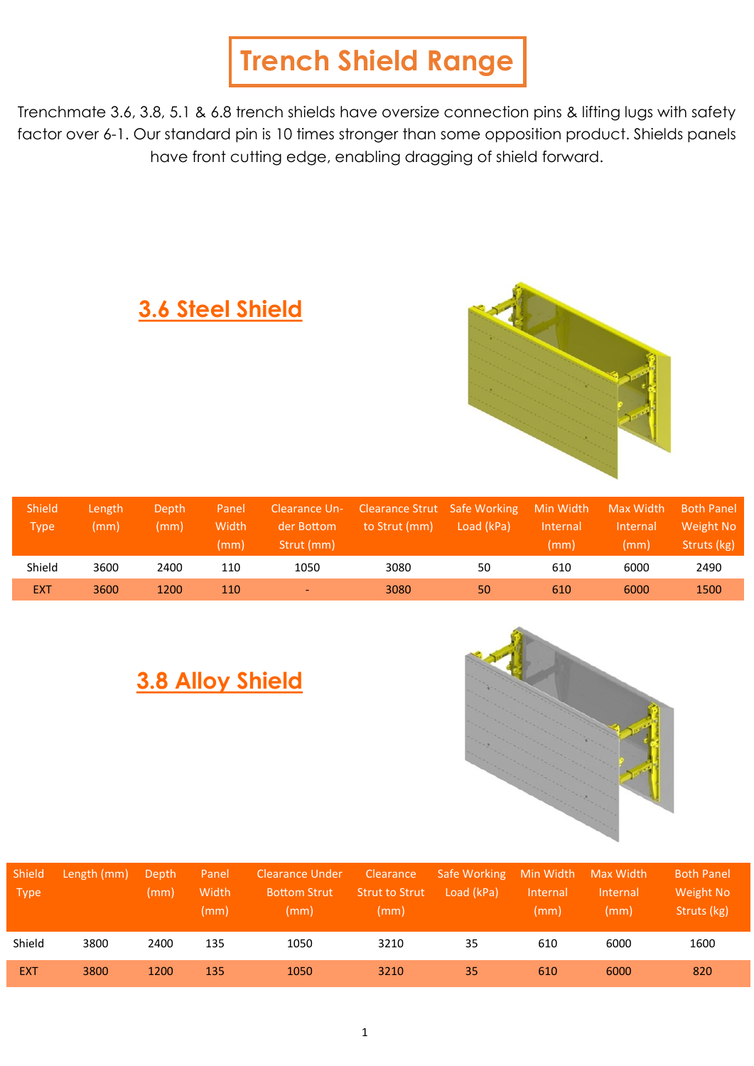# Trench Shield Range

Trenchmate 3.6, 3.8, 5.1 & 6.8 trench shields have oversize connection pins & lifting lugs with safety factor over 6-1. Our standard pin is 10 times stronger than some opposition product. Shields panels have front cutting edge, enabling dragging of shield forward.

## 3.6 Steel Shield

| Shield Type | Length (mm) | Depth (mm) | Panel Width (mm) | Clearance Under Bottom Strut (mm) | Clearance Strut to Strut (mm) | Safe Working Load (kPa) | Min Width Internal (mm) | Max Width Internal (mm) | Both Panel Weight No Struts (kg) |
|---|---|---|---|---|---|---|---|---|---|
| Shield | 3600 | 2400 | 110 | 1050 | 3080 | 50 | 610 | 6000 | 2490 |
| EXT | 3600 | 1200 | 110 | - | 3080 | 50 | 610 | 6000 | 1500 |

## 3.8 Alloy Shield

| Shield Type | Length (mm) | Depth (mm) | Panel Width (mm) | Clearance Under Bottom Strut (mm) | Clearance Strut to Strut (mm) | Safe Working Load (kPa) | Min Width Internal (mm) | Max Width Internal (mm) | Both Panel Weight No Struts (kg) |
|---|---|---|---|---|---|---|---|---|---|
| Shield | 3800 | 2400 | 135 | 1050 | 3210 | 35 | 610 | 6000 | 1600 |
| EXT | 3800 | 1200 | 135 | 1050 | 3210 | 35 | 610 | 6000 | 820 |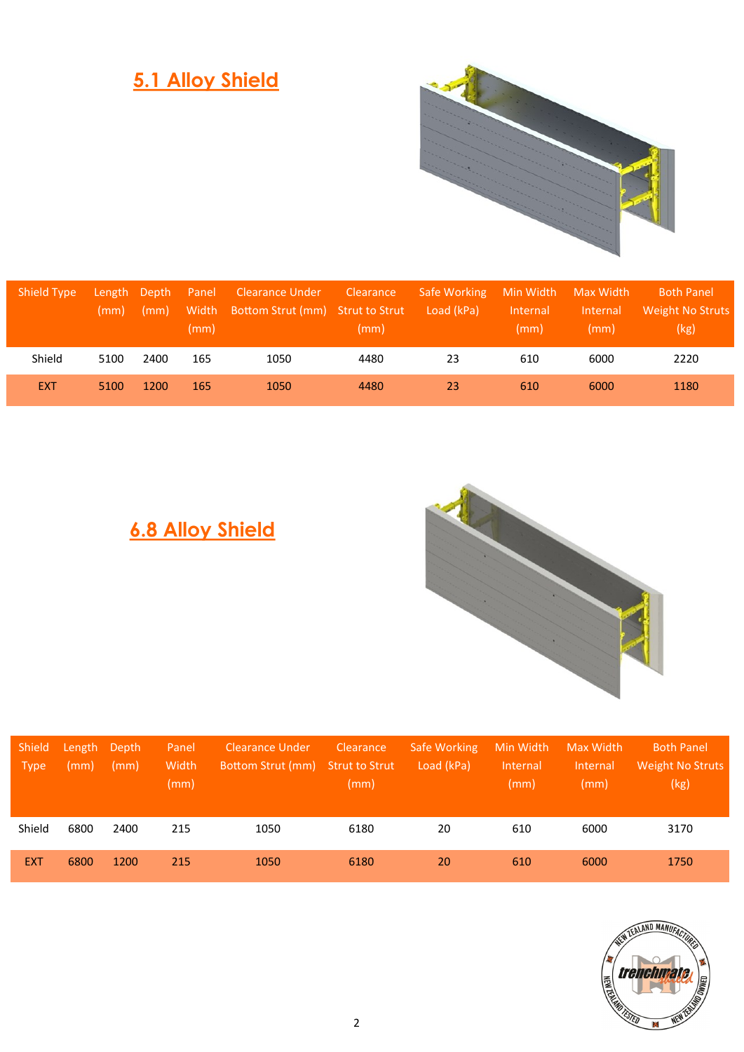## 5.1 Alloy Shield

| Shield Type | Length (mm) | Depth (mm) | Panel Width (mm) | Clearance Under Bottom Strut (mm) | Clearance Strut to Strut (mm) | Safe Working Load (kPa) | Min Width Internal (mm) | Max Width Internal (mm) | Both Panel Weight No Struts (kg) |
|---|---|---|---|---|---|---|---|---|---|
| Shield | 5100 | 2400 | 165 | 1050 | 4480 | 23 | 610 | 6000 | 2220 |
| EXT | 5100 | 1200 | 165 | 1050 | 4480 | 23 | 610 | 6000 | 1180 |

## 6.8 Alloy Shield

| Shield Type | Length (mm) | Depth (mm) | Panel Width (mm) | Clearance Under Bottom Strut (mm) | Clearance Strut to Strut (mm) | Safe Working Load (kPa) | Min Width Internal (mm) | Max Width Internal (mm) | Both Panel Weight No Struts (kg) |
|---|---|---|---|---|---|---|---|---|---|
| Shield | 6800 | 2400 | 215 | 1050 | 6180 | 20 | 610 | 6000 | 3170 |
| EXT | 6800 | 1200 | 215 | 1050 | 6180 | 20 | 610 | 6000 | 1750 |